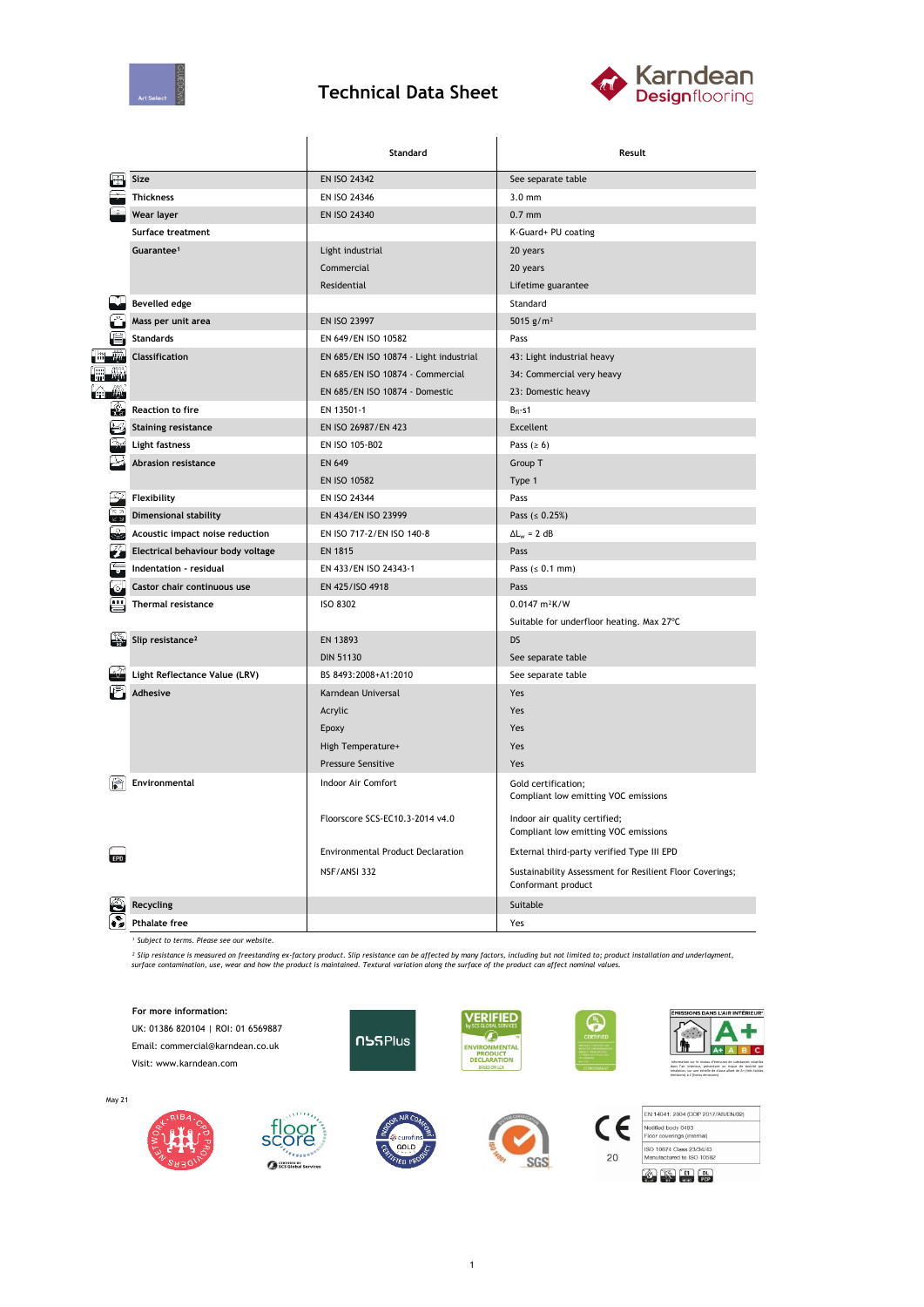Art Select

# Technical Data Sheet

Karndean Designflooring

| | Standard | Result |
|---|---|---|
| **Size** | EN ISO 24342 | See separate table |
| **Thickness** | EN ISO 24346 | 3.0 mm |
| **Wear layer** | EN ISO 24340 | 0.7 mm |
| **Surface treatment** | | K-Guard+ PU coating |
| **Guarantee**[1] | Light industrial | 20 years |
| | Commercial | 20 years |
| | Residential | Lifetime guarantee |
| **Bevelled edge** | | Standard |
| **Mass per unit area** | EN ISO 23997 | 5015 g/m² |
| **Standards** | EN 649/EN ISO 10582 | Pass |
| **Classification** | EN 685/EN ISO 10874 - Light industrial | 43: Light industrial heavy |
| | EN 685/EN ISO 10874 - Commercial | 34: Commercial very heavy |
| | EN 685/EN ISO 10874 - Domestic | 23: Domestic heavy |
| **Reaction to fire** | EN 13501-1 | $B_{fl}$-s1 |
| **Staining resistance** | EN ISO 26987/EN 423 | Excellent |
| **Light fastness** | EN ISO 105-B02 | Pass (≥ 6) |
| **Abrasion resistance** | EN 649 | Group T |
| | EN ISO 10582 | Type 1 |
| **Flexibility** | EN ISO 24344 | Pass |
| **Dimensional stability** | EN 434/EN ISO 23999 | Pass (≤ 0.25%) |
| **Acoustic impact noise reduction** | EN ISO 717-2/EN ISO 140-8 | $\Delta L_w$ = 2 dB |
| **Electrical behaviour body voltage** | EN 1815 | Pass |
| **Indentation - residual** | EN 433/EN ISO 24343-1 | Pass (≤ 0.1 mm) |
| **Castor chair continuous use** | EN 425/ISO 4918 | Pass |
| **Thermal resistance** | ISO 8302 | 0.0147 m²K/W |
| | | Suitable for underfloor heating. Max 27°C |
| **Slip resistance**[2] | EN 13893 | DS |
| | DIN 51130 | See separate table |
| **Light Reflectance Value (LRV)** | BS 8493:2008+A1:2010 | See separate table |
| **Adhesive** | Karndean Universal | Yes |
| | Acrylic | Yes |
| | Epoxy | Yes |
| | High Temperature+ | Yes |
| | Pressure Sensitive | Yes |
| **Environmental** | Indoor Air Comfort | Gold certification; Compliant low emitting VOC emissions |
| | Floorscore SCS-EC10.3-2014 v4.0 | Indoor air quality certified; Compliant low emitting VOC emissions |
| | Environmental Product Declaration | External third-party verified Type III EPD |
| | NSF/ANSI 332 | Sustainability Assessment for Resilient Floor Coverings; Conformant product |
| **Recycling** | | Suitable |
| **Pthalate free** | | Yes |

[1] *Subject to terms. Please see our website.*

[2] *Slip resistance is measured on freestanding ex-factory product. Slip resistance can be affected by many factors, including but not limited to; product installation and underlayment, surface contamination, use, wear and how the product is maintained. Textural variation along the surface of the product can affect nominal values.*

**For more information:**

UK: 01386 820104 | ROI: 01 6569887

Email: commercial@karndean.co.uk

Visit: www.karndean.com

May 21

EN 14041: 2004 (DOP 2017/AB/EN/02)
Notified body 0493
Floor coverings (internal)
ISO 10874 Class 23/34/43
Manufactured to ISO 10582

20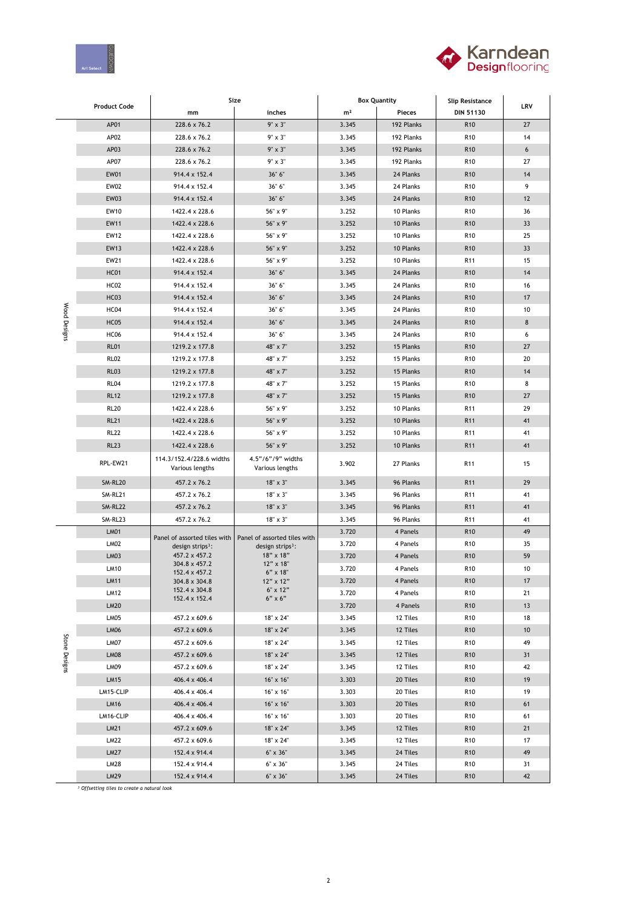| | Product Code | Size | | Box Quantity | | Slip Resistance | LRV |
|---|---|---|---|---|---|---|---|
| | | mm | inches | m² | Pieces | DIN 51130 | |
| Wood Designs | AP01 | 228.6 x 76.2 | 9" x 3" | 3.345 | 192 Planks | R10 | 27 |
| | AP02 | 228.6 x 76.2 | 9" x 3" | 3.345 | 192 Planks | R10 | 14 |
| | AP03 | 228.6 x 76.2 | 9" x 3" | 3.345 | 192 Planks | R10 | 6 |
| | AP07 | 228.6 x 76.2 | 9" x 3" | 3.345 | 192 Planks | R10 | 27 |
| | EW01 | 914.4 x 152.4 | 36" 6" | 3.345 | 24 Planks | R10 | 14 |
| | EW02 | 914.4 x 152.4 | 36" 6" | 3.345 | 24 Planks | R10 | 9 |
| | EW03 | 914.4 x 152.4 | 36" 6" | 3.345 | 24 Planks | R10 | 12 |
| | EW10 | 1422.4 x 228.6 | 56" x 9" | 3.252 | 10 Planks | R10 | 36 |
| | EW11 | 1422.4 x 228.6 | 56" x 9" | 3.252 | 10 Planks | R10 | 33 |
| | EW12 | 1422.4 x 228.6 | 56" x 9" | 3.252 | 10 Planks | R10 | 25 |
| | EW13 | 1422.4 x 228.6 | 56" x 9" | 3.252 | 10 Planks | R10 | 33 |
| | EW21 | 1422.4 x 228.6 | 56" x 9" | 3.252 | 10 Planks | R11 | 15 |
| | HC01 | 914.4 x 152.4 | 36" 6" | 3.345 | 24 Planks | R10 | 14 |
| | HC02 | 914.4 x 152.4 | 36" 6" | 3.345 | 24 Planks | R10 | 16 |
| | HC03 | 914.4 x 152.4 | 36" 6" | 3.345 | 24 Planks | R10 | 17 |
| | HC04 | 914.4 x 152.4 | 36" 6" | 3.345 | 24 Planks | R10 | 10 |
| | HC05 | 914.4 x 152.4 | 36" 6" | 3.345 | 24 Planks | R10 | 8 |
| | HC06 | 914.4 x 152.4 | 36" 6" | 3.345 | 24 Planks | R10 | 6 |
| | RL01 | 1219.2 x 177.8 | 48" x 7" | 3.252 | 15 Planks | R10 | 27 |
| | RL02 | 1219.2 x 177.8 | 48" x 7" | 3.252 | 15 Planks | R10 | 20 |
| | RL03 | 1219.2 x 177.8 | 48" x 7" | 3.252 | 15 Planks | R10 | 14 |
| | RL04 | 1219.2 x 177.8 | 48" x 7" | 3.252 | 15 Planks | R10 | 8 |
| | RL12 | 1219.2 x 177.8 | 48" x 7" | 3.252 | 15 Planks | R10 | 27 |
| | RL20 | 1422.4 x 228.6 | 56" x 9" | 3.252 | 10 Planks | R11 | 29 |
| | RL21 | 1422.4 x 228.6 | 56" x 9" | 3.252 | 10 Planks | R11 | 41 |
| | RL22 | 1422.4 x 228.6 | 56" x 9" | 3.252 | 10 Planks | R11 | 41 |
| | RL23 | 1422.4 x 228.6 | 56" x 9" | 3.252 | 10 Planks | R11 | 41 |
| | RPL-EW21 | 114.3/152.4/228.6 widths Various lengths | 4.5"/6"/9" widths Various lengths | 3.902 | 27 Planks | R11 | 15 |
| | SM-RL20 | 457.2 x 76.2 | 18" x 3" | 3.345 | 96 Planks | R11 | 29 |
| | SM-RL21 | 457.2 x 76.2 | 18" x 3" | 3.345 | 96 Planks | R11 | 41 |
| | SM-RL22 | 457.2 x 76.2 | 18" x 3" | 3.345 | 96 Planks | R11 | 41 |
| | SM-RL23 | 457.2 x 76.2 | 18" x 3" | 3.345 | 96 Planks | R11 | 41 |
| Stone Designs | LM01 | Panel of assorted tiles with design strips[1]: 457.2 x 457.2, 304.8 x 457.2, 152.4 x 457.2, 304.8 x 304.8, 152.4 x 304.8, 152.4 x 152.4 | Panel of assorted tiles with design strips[1]: 18" x 18", 12" x 18", 6" x 18", 12" x 12", 6" x 12", 6" x 6" | 3.720 | 4 Panels | R10 | 49 |
| | LM02 | | | 3.720 | 4 Panels | R10 | 35 |
| | LM03 | | | 3.720 | 4 Panels | R10 | 59 |
| | LM10 | | | 3.720 | 4 Panels | R10 | 10 |
| | LM11 | | | 3.720 | 4 Panels | R10 | 17 |
| | LM12 | | | 3.720 | 4 Panels | R10 | 21 |
| | LM20 | | | 3.720 | 4 Panels | R10 | 13 |
| | LM05 | 457.2 x 609.6 | 18" x 24" | 3.345 | 12 Tiles | R10 | 18 |
| | LM06 | 457.2 x 609.6 | 18" x 24" | 3.345 | 12 Tiles | R10 | 10 |
| | LM07 | 457.2 x 609.6 | 18" x 24" | 3.345 | 12 Tiles | R10 | 49 |
| | LM08 | 457.2 x 609.6 | 18" x 24" | 3.345 | 12 Tiles | R10 | 31 |
| | LM09 | 457.2 x 609.6 | 18" x 24" | 3.345 | 12 Tiles | R10 | 42 |
| | LM15 | 406.4 x 406.4 | 16" x 16" | 3.303 | 20 Tiles | R10 | 19 |
| | LM15-CLIP | 406.4 x 406.4 | 16" x 16" | 3.303 | 20 Tiles | R10 | 19 |
| | LM16 | 406.4 x 406.4 | 16" x 16" | 3.303 | 20 Tiles | R10 | 61 |
| | LM16-CLIP | 406.4 x 406.4 | 16" x 16" | 3.303 | 20 Tiles | R10 | 61 |
| | LM21 | 457.2 x 609.6 | 18" x 24" | 3.345 | 12 Tiles | R10 | 21 |
| | LM22 | 457.2 x 609.6 | 18" x 24" | 3.345 | 12 Tiles | R10 | 17 |
| | LM27 | 152.4 x 914.4 | 6" x 36" | 3.345 | 24 Tiles | R10 | 49 |
| | LM28 | 152.4 x 914.4 | 6" x 36" | 3.345 | 24 Tiles | R10 | 31 |
| | LM29 | 152.4 x 914.4 | 6" x 36" | 3.345 | 24 Tiles | R10 | 42 |

*[1] Offsetting tiles to create a natural look*